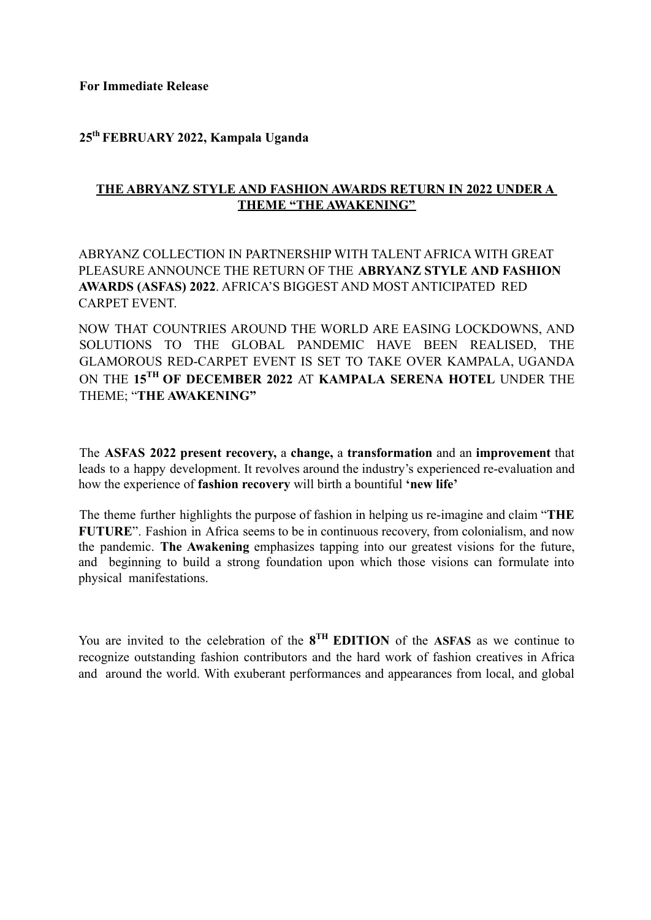**For Immediate Release**

**25th FEBRUARY 2022, Kampala Uganda**

## THE ABRYANZ STYLE AND FASHION AWARDS RETURN IN 2022 UNDER A THEME "THE AWAKENING"

ABRYANZ COLLECTION IN PARTNERSHIP WITH TALENT AFRICA WITH GREAT PLEASURE ANNOUNCE THE RETURN OF THE **ABRYANZ STYLE AND FASHION AWARDS (ASFAS) 2022**. AFRICA'S BIGGEST AND MOST ANTICIPATED RED CARPET EVENT.

NOW THAT COUNTRIES AROUND THE WORLD ARE EASING LOCKDOWNS, AND SOLUTIONS TO THE GLOBAL PANDEMIC HAVE BEEN REALISED, THE GLAMOROUS RED-CARPET EVENT IS SET TO TAKE OVER KAMPALA, UGANDA ON THE **15TH OF DECEMBER 2022** AT **KAMPALA SERENA HOTEL** UNDER THE THEME; "**THE AWAKENING"**

The **ASFAS 2022 present recovery,** a **change,** a **transformation** and an **improvement** that leads to a happy development. It revolves around the industry's experienced re-evaluation and how the experience of **fashion recovery** will birth a bountiful **'new life'**

The theme further highlights the purpose of fashion in helping us re-imagine and claim "**THE FUTURE**". Fashion in Africa seems to be in continuous recovery, from colonialism, and now the pandemic. **The Awakening** emphasizes tapping into our greatest visions for the future, and beginning to build a strong foundation upon which those visions can formulate into physical manifestations.

You are invited to the celebration of the **8TH EDITION** of the **ASFAS** as we continue to recognize outstanding fashion contributors and the hard work of fashion creatives in Africa and around the world. With exuberant performances and appearances from local, and global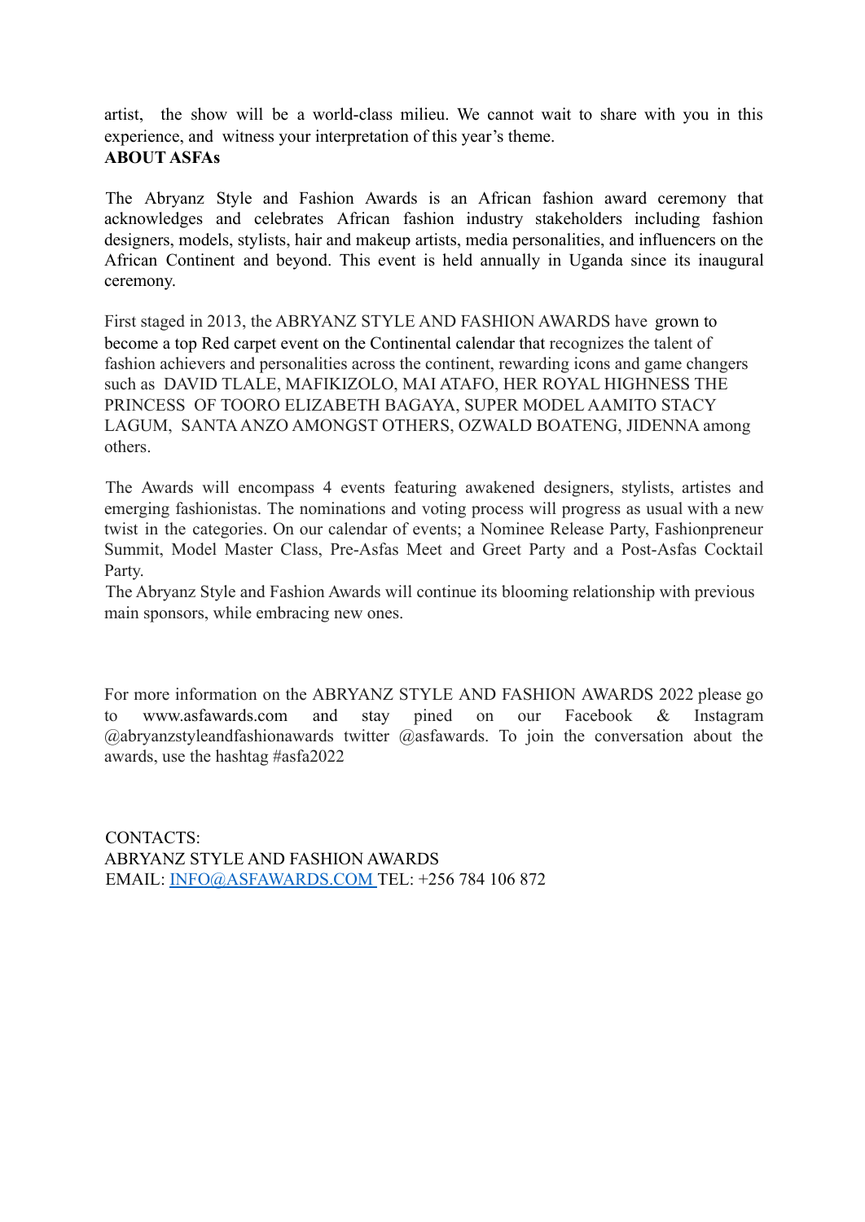artist, the show will be a world-class milieu. We cannot wait to share with you in this experience, and witness your interpretation of this year's theme.

**ABOUT ASFAs**

The Abryanz Style and Fashion Awards is an African fashion award ceremony that acknowledges and celebrates African fashion industry stakeholders including fashion designers, models, stylists, hair and makeup artists, media personalities, and influencers on the African Continent and beyond. This event is held annually in Uganda since its inaugural ceremony.

First staged in 2013, the ABRYANZ STYLE AND FASHION AWARDS have grown to become a top Red carpet event on the Continental calendar that recognizes the talent of fashion achievers and personalities across the continent, rewarding icons and game changers such as DAVID TLALE, MAFIKIZOLO, MAI ATAFO, HER ROYAL HIGHNESS THE PRINCESS OF TOORO ELIZABETH BAGAYA, SUPER MODEL AAMITO STACY LAGUM, SANTA ANZO AMONGST OTHERS, OZWALD BOATENG, JIDENNA among others.

The Awards will encompass 4 events featuring awakened designers, stylists, artistes and emerging fashionistas. The nominations and voting process will progress as usual with a new twist in the categories. On our calendar of events; a Nominee Release Party, Fashionpreneur Summit, Model Master Class, Pre-Asfas Meet and Greet Party and a Post-Asfas Cocktail Party.

The Abryanz Style and Fashion Awards will continue its blooming relationship with previous main sponsors, while embracing new ones.

For more information on the ABRYANZ STYLE AND FASHION AWARDS 2022 please go to www.asfawards.com and stay pined on our Facebook & Instagram @abryanzstyleandfashionawards twitter @asfawards. To join the conversation about the awards, use the hashtag #asfa2022

CONTACTS:
ABRYANZ STYLE AND FASHION AWARDS
EMAIL: INFO@ASFAWARDS.COM TEL: +256 784 106 872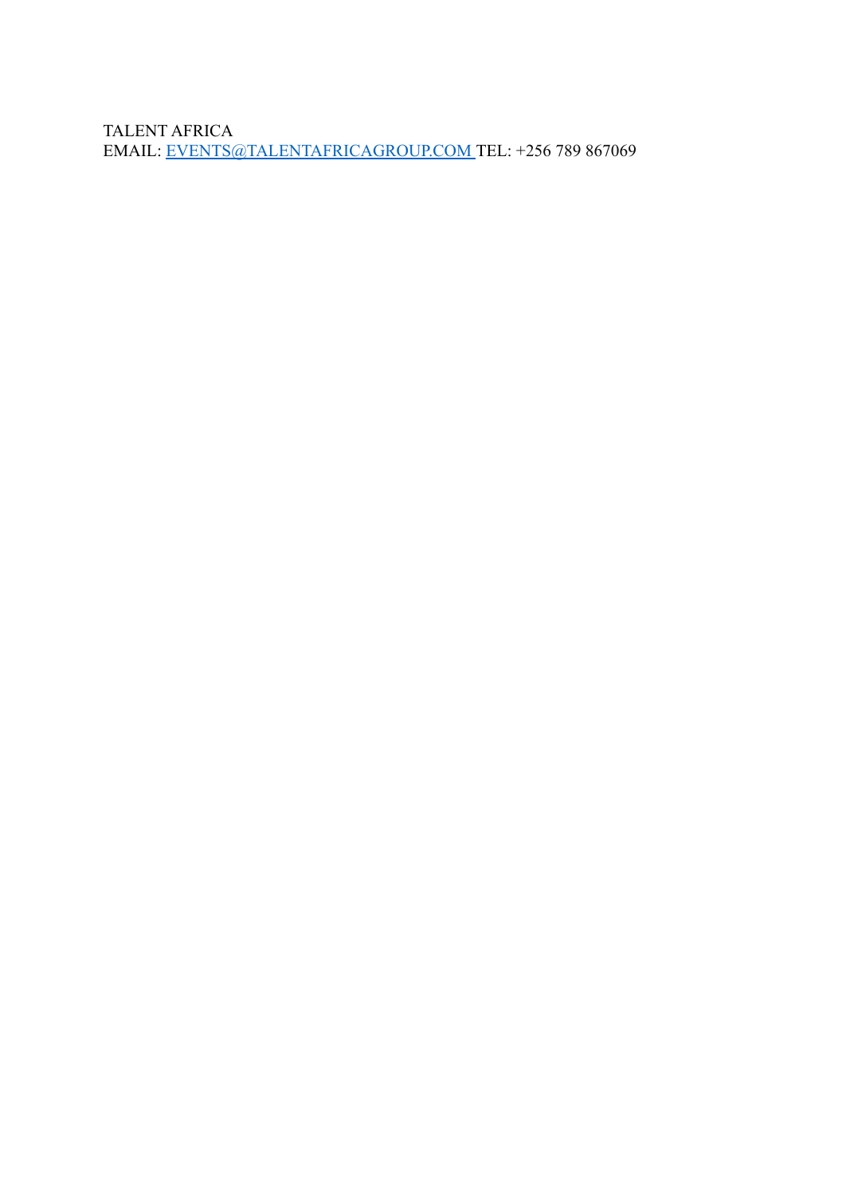TALENT AFRICA
EMAIL: [EVENTS@TALENTAFRICAGROUP.COM](mailto:EVENTS@TALENTAFRICAGROUP.COM) TEL: +256 789 867069